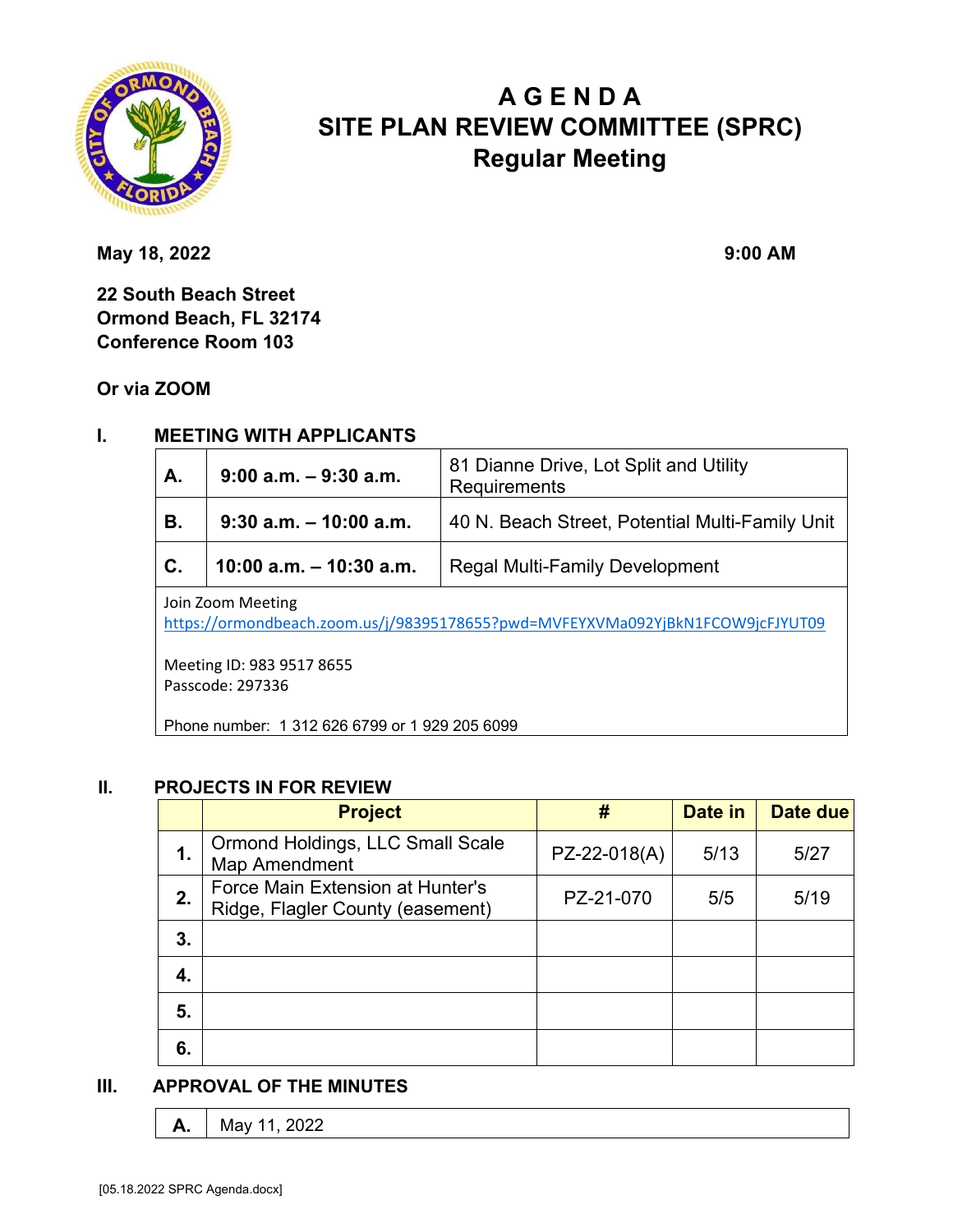# A G E N D A
# SITE PLAN REVIEW COMMITTEE (SPRC)
## Regular Meeting

**May 18, 2022** **9:00 AM**

**22 South Beach Street**
**Ormond Beach, FL 32174**
**Conference Room 103**

**Or via ZOOM**

## I. MEETING WITH APPLICANTS

| | | |
|---|---|---|
| **A.** | **9:00 a.m. – 9:30 a.m.** | 81 Dianne Drive, Lot Split and Utility Requirements |
| **B.** | **9:30 a.m. – 10:00 a.m.** | 40 N. Beach Street, Potential Multi-Family Unit |
| **C.** | **10:00 a.m. – 10:30 a.m.** | Regal Multi-Family Development |

Join Zoom Meeting
https://ormondbeach.zoom.us/j/98395178655?pwd=MVFEYXVMa092YjBkN1FCOW9jcFJYUT09

Meeting ID: 983 9517 8655
Passcode: 297336

Phone number: 1 312 626 6799 or 1 929 205 6099

## II. PROJECTS IN FOR REVIEW

| | Project | # | Date in | Date due |
|---|---|---|---|---|
| **1.** | Ormond Holdings, LLC Small Scale Map Amendment | PZ-22-018(A) | 5/13 | 5/27 |
| **2.** | Force Main Extension at Hunter's Ridge, Flagler County (easement) | PZ-21-070 | 5/5 | 5/19 |
| **3.** | | | | |
| **4.** | | | | |
| **5.** | | | | |
| **6.** | | | | |

## III. APPROVAL OF THE MINUTES

| | |
|---|---|
| **A.** | May 11, 2022 |

[05.18.2022 SPRC Agenda.docx]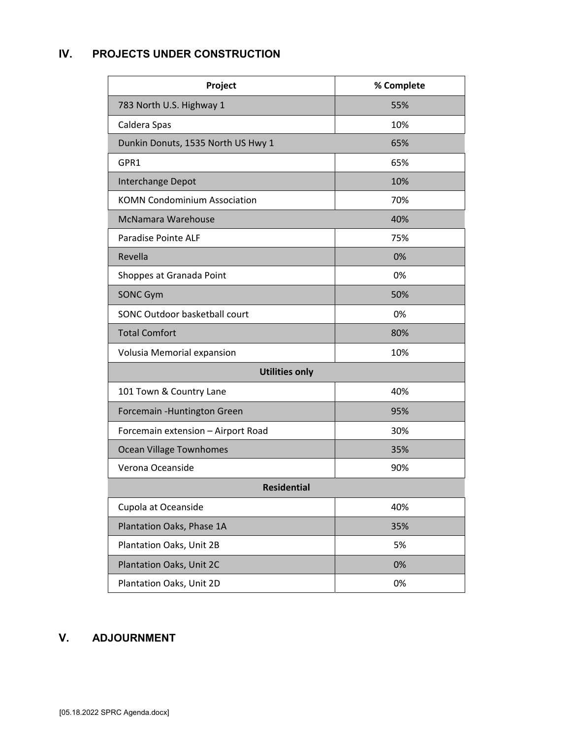## IV. PROJECTS UNDER CONSTRUCTION

| Project | % Complete |
|---|---|
| 783 North U.S. Highway 1 | 55% |
| Caldera Spas | 10% |
| Dunkin Donuts, 1535 North US Hwy 1 | 65% |
| GPR1 | 65% |
| Interchange Depot | 10% |
| KOMN Condominium Association | 70% |
| McNamara Warehouse | 40% |
| Paradise Pointe ALF | 75% |
| Revella | 0% |
| Shoppes at Granada Point | 0% |
| SONC Gym | 50% |
| SONC Outdoor basketball court | 0% |
| Total Comfort | 80% |
| Volusia Memorial expansion | 10% |
| **Utilities only** | |
| 101 Town & Country Lane | 40% |
| Forcemain -Huntington Green | 95% |
| Forcemain extension – Airport Road | 30% |
| Ocean Village Townhomes | 35% |
| Verona Oceanside | 90% |
| **Residential** | |
| Cupola at Oceanside | 40% |
| Plantation Oaks, Phase 1A | 35% |
| Plantation Oaks, Unit 2B | 5% |
| Plantation Oaks, Unit 2C | 0% |
| Plantation Oaks, Unit 2D | 0% |

## V. ADJOURNMENT

[05.18.2022 SPRC Agenda.docx]